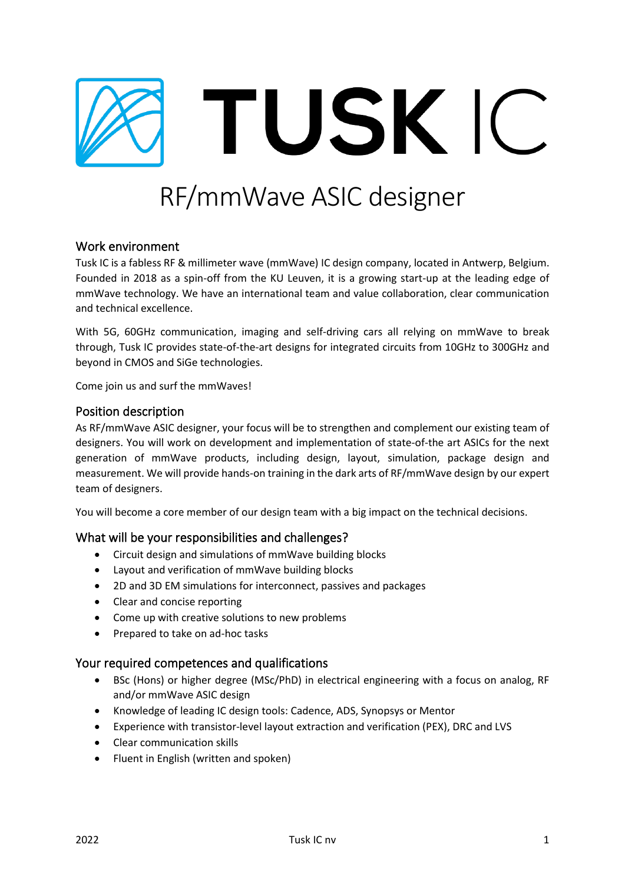# TUSK IC

# RF/mmWave ASIC designer

## Work environment

Tusk IC is a fabless RF & millimeter wave (mmWave) IC design company, located in Antwerp, Belgium. Founded in 2018 as a spin-off from the KU Leuven, it is a growing start-up at the leading edge of mmWave technology. We have an international team and value collaboration, clear communication and technical excellence.

With 5G, 60GHz communication, imaging and self-driving cars all relying on mmWave to break through, Tusk IC provides state-of-the-art designs for integrated circuits from 10GHz to 300GHz and beyond in CMOS and SiGe technologies.

Come join us and surf the mmWaves!

## Position description

As RF/mmWave ASIC designer, your focus will be to strengthen and complement our existing team of designers. You will work on development and implementation of state-of-the art ASICs for the next generation of mmWave products, including design, layout, simulation, package design and measurement. We will provide hands-on training in the dark arts of RF/mmWave design by our expert team of designers.

You will become a core member of our design team with a big impact on the technical decisions.

## What will be your responsibilities and challenges?

- Circuit design and simulations of mmWave building blocks
- Layout and verification of mmWave building blocks
- 2D and 3D EM simulations for interconnect, passives and packages
- Clear and concise reporting
- Come up with creative solutions to new problems
- Prepared to take on ad-hoc tasks

## Your required competences and qualifications

- BSc (Hons) or higher degree (MSc/PhD) in electrical engineering with a focus on analog, RF and/or mmWave ASIC design
- Knowledge of leading IC design tools: Cadence, ADS, Synopsys or Mentor
- Experience with transistor-level layout extraction and verification (PEX), DRC and LVS
- Clear communication skills
- Fluent in English (written and spoken)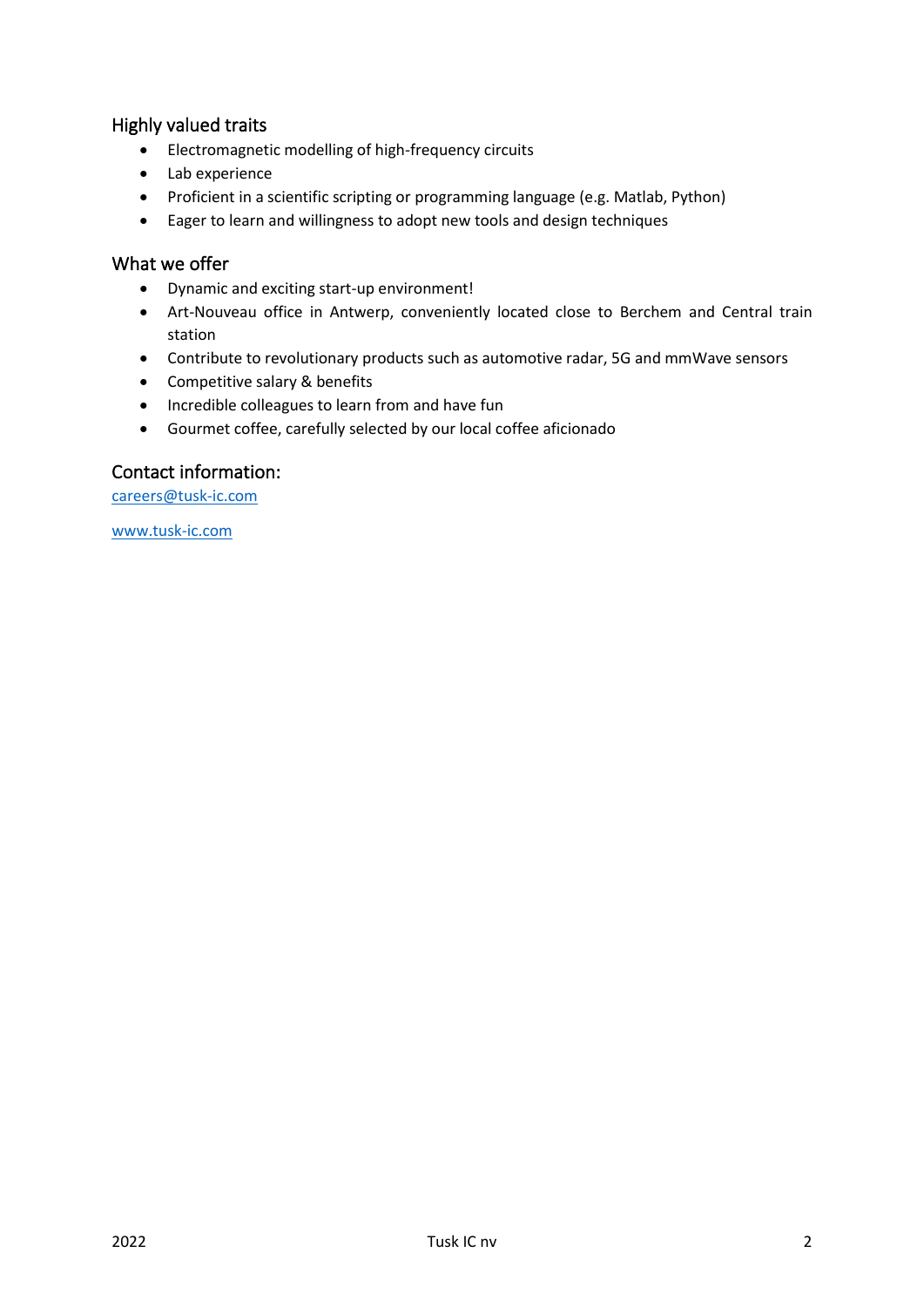## Highly valued traits

- Electromagnetic modelling of high-frequency circuits
- Lab experience
- Proficient in a scientific scripting or programming language (e.g. Matlab, Python)
- Eager to learn and willingness to adopt new tools and design techniques

## What we offer

- Dynamic and exciting start-up environment!
- Art-Nouveau office in Antwerp, conveniently located close to Berchem and Central train station
- Contribute to revolutionary products such as automotive radar, 5G and mmWave sensors
- Competitive salary & benefits
- Incredible colleagues to learn from and have fun
- Gourmet coffee, carefully selected by our local coffee aficionado

## Contact information:

careers@tusk-ic.com

www.tusk-ic.com